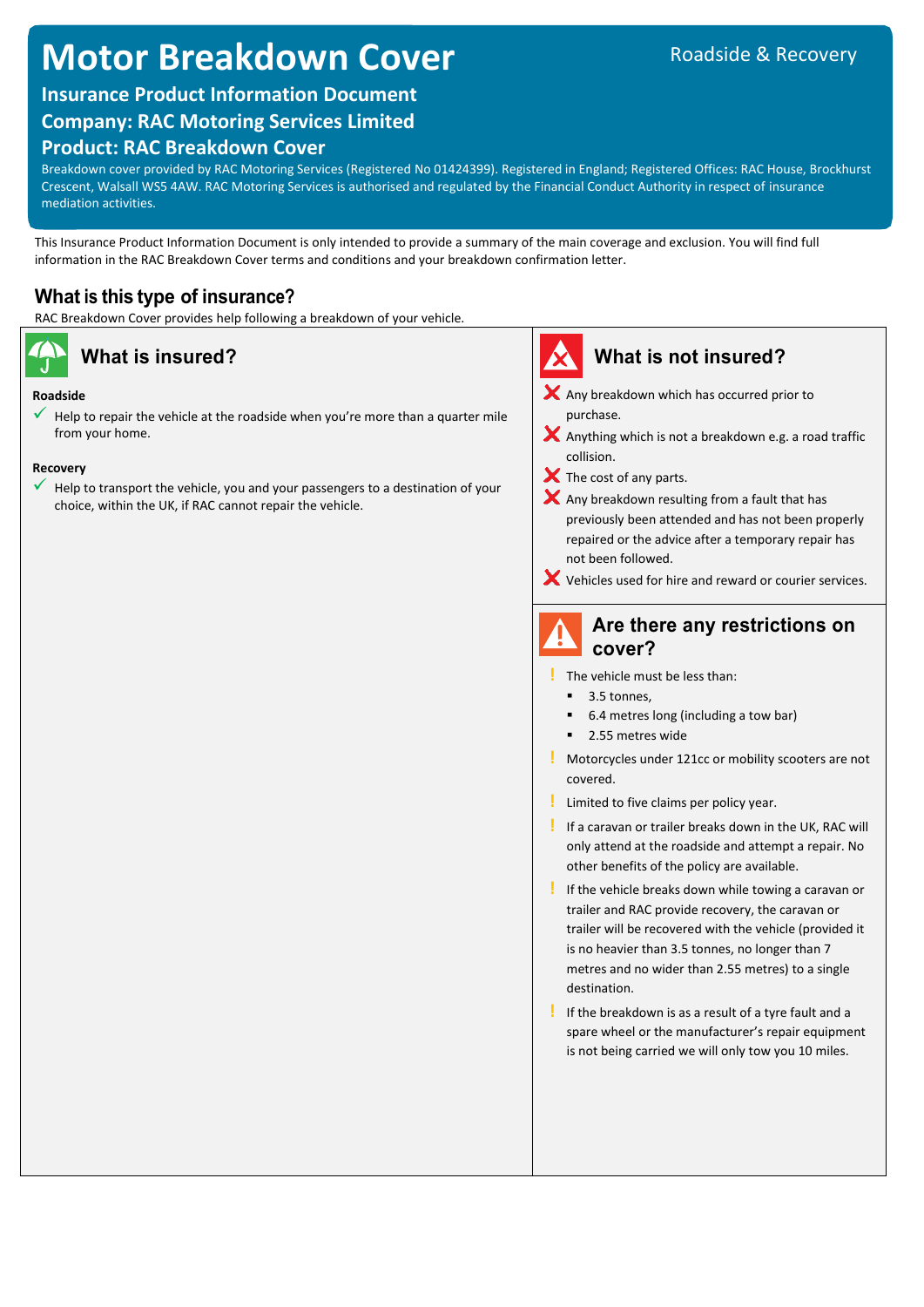# Motor Breakdown Cover

Roadside & Recovery

## Insurance Product Information Document

## Company: RAC Motoring Services Limited

## Product: RAC Breakdown Cover

Breakdown cover provided by RAC Motoring Services (Registered No 01424399). Registered in England; Registered Offices: RAC House, Brockhurst Crescent, Walsall WS5 4AW. RAC Motoring Services is authorised and regulated by the Financial Conduct Authority in respect of insurance mediation activities.

This Insurance Product Information Document is only intended to provide a summary of the main coverage and exclusion. You will find full information in the RAC Breakdown Cover terms and conditions and your breakdown confirmation letter.

## What is this type of insurance?

RAC Breakdown Cover provides help following a breakdown of your vehicle.

## What is insured?

**Roadside**

- ✓ Help to repair the vehicle at the roadside when you're more than a quarter mile from your home.

**Recovery**

- ✓ Help to transport the vehicle, you and your passengers to a destination of your choice, within the UK, if RAC cannot repair the vehicle.

## What is not insured?

- ✗ Any breakdown which has occurred prior to purchase.
- ✗ Anything which is not a breakdown e.g. a road traffic collision.
- ✗ The cost of any parts.
- ✗ Any breakdown resulting from a fault that has previously been attended and has not been properly repaired or the advice after a temporary repair has not been followed.
- ✗ Vehicles used for hire and reward or courier services.

## Are there any restrictions on cover?

- ! The vehicle must be less than:
  - 3.5 tonnes,
  - 6.4 metres long (including a tow bar)
  - 2.55 metres wide
- ! Motorcycles under 121cc or mobility scooters are not covered.
- ! Limited to five claims per policy year.
- ! If a caravan or trailer breaks down in the UK, RAC will only attend at the roadside and attempt a repair. No other benefits of the policy are available.
- ! If the vehicle breaks down while towing a caravan or trailer and RAC provide recovery, the caravan or trailer will be recovered with the vehicle (provided it is no heavier than 3.5 tonnes, no longer than 7 metres and no wider than 2.55 metres) to a single destination.
- ! If the breakdown is as a result of a tyre fault and a spare wheel or the manufacturer's repair equipment is not being carried we will only tow you 10 miles.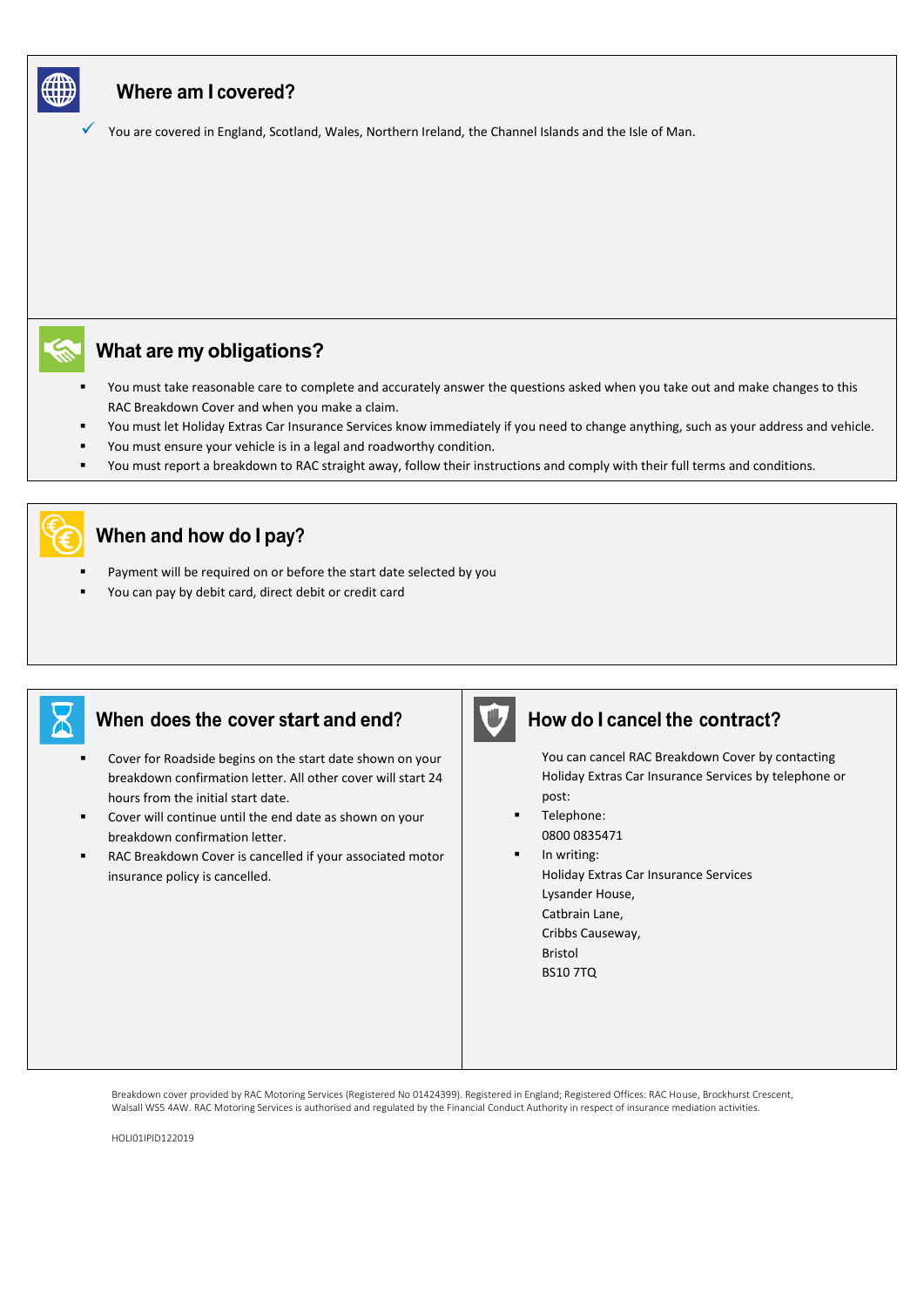## Where am I covered?

- ✓ You are covered in England, Scotland, Wales, Northern Ireland, the Channel Islands and the Isle of Man.

## What are my obligations?

- You must take reasonable care to complete and accurately answer the questions asked when you take out and make changes to this RAC Breakdown Cover and when you make a claim.
- You must let Holiday Extras Car Insurance Services know immediately if you need to change anything, such as your address and vehicle.
- You must ensure your vehicle is in a legal and roadworthy condition.
- You must report a breakdown to RAC straight away, follow their instructions and comply with their full terms and conditions.

## When and how do I pay?

- Payment will be required on or before the start date selected by you
- You can pay by debit card, direct debit or credit card

## When does the cover start and end?

- Cover for Roadside begins on the start date shown on your breakdown confirmation letter. All other cover will start 24 hours from the initial start date.
- Cover will continue until the end date as shown on your breakdown confirmation letter.
- RAC Breakdown Cover is cancelled if your associated motor insurance policy is cancelled.

## How do I cancel the contract?

You can cancel RAC Breakdown Cover by contacting Holiday Extras Car Insurance Services by telephone or post:

- Telephone:
  0800 0835471
- In writing:
  Holiday Extras Car Insurance Services
  Lysander House,
  Catbrain Lane,
  Cribbs Causeway,
  Bristol
  BS10 7TQ

Breakdown cover provided by RAC Motoring Services (Registered No 01424399). Registered in England; Registered Offices: RAC House, Brockhurst Crescent, Walsall WS5 4AW. RAC Motoring Services is authorised and regulated by the Financial Conduct Authority in respect of insurance mediation activities.

HOLI01IPID122019